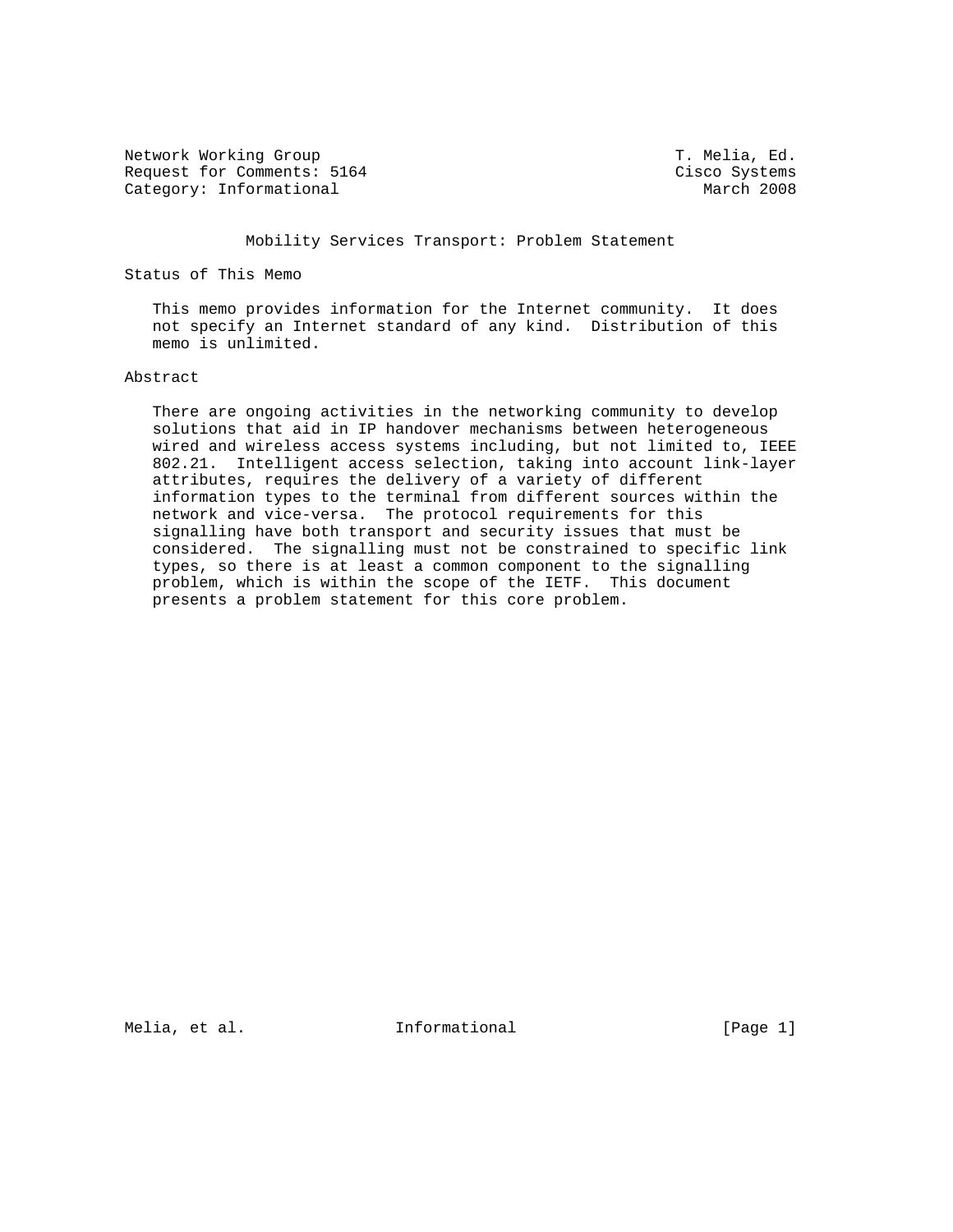Network Working Group — T. Melia, Ed.
Request for Comments: 5164 — Cisco Systems
Category: Informational — March 2008

# Mobility Services Transport: Problem Statement

## Status of This Memo

This memo provides information for the Internet community. It does not specify an Internet standard of any kind. Distribution of this memo is unlimited.

## Abstract

There are ongoing activities in the networking community to develop solutions that aid in IP handover mechanisms between heterogeneous wired and wireless access systems including, but not limited to, IEEE 802.21. Intelligent access selection, taking into account link-layer attributes, requires the delivery of a variety of different information types to the terminal from different sources within the network and vice-versa. The protocol requirements for this signalling have both transport and security issues that must be considered. The signalling must not be constrained to specific link types, so there is at least a common component to the signalling problem, which is within the scope of the IETF. This document presents a problem statement for this core problem.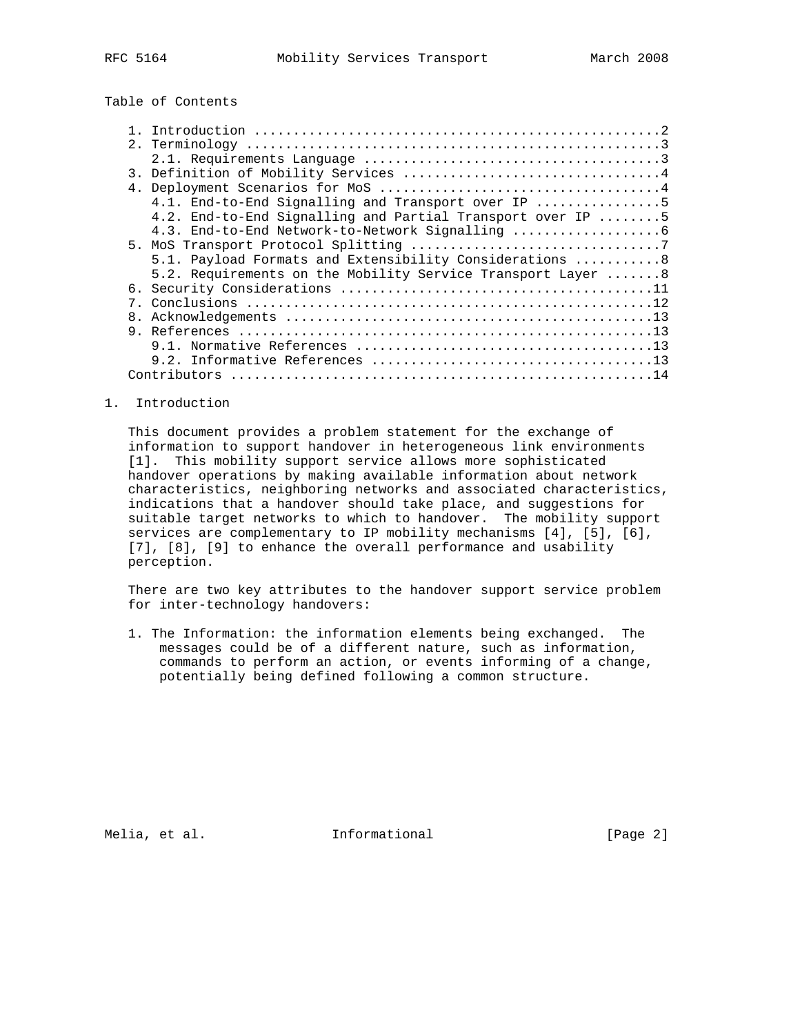Table of Contents

1. Introduction ....................................................2
2. Terminology .....................................................3
   2.1. Requirements Language ......................................3
3. Definition of Mobility Services .................................4
4. Deployment Scenarios for MoS ....................................4
   4.1. End-to-End Signalling and Transport over IP ................5
   4.2. End-to-End Signalling and Partial Transport over IP ........5
   4.3. End-to-End Network-to-Network Signalling ...................6
5. MoS Transport Protocol Splitting ................................7
   5.1. Payload Formats and Extensibility Considerations ...........8
   5.2. Requirements on the Mobility Service Transport Layer .......8
6. Security Considerations ........................................11
7. Conclusions ....................................................12
8. Acknowledgements ...............................................13
9. References .....................................................13
   9.1. Normative References ......................................13
   9.2. Informative References ....................................13
Contributors ......................................................14

# 1. Introduction

This document provides a problem statement for the exchange of information to support handover in heterogeneous link environments [1]. This mobility support service allows more sophisticated handover operations by making available information about network characteristics, neighboring networks and associated characteristics, indications that a handover should take place, and suggestions for suitable target networks to which to handover. The mobility support services are complementary to IP mobility mechanisms [4], [5], [6], [7], [8], [9] to enhance the overall performance and usability perception.

There are two key attributes to the handover support service problem for inter-technology handovers:

1. The Information: the information elements being exchanged. The messages could be of a different nature, such as information, commands to perform an action, or events informing of a change, potentially being defined following a common structure.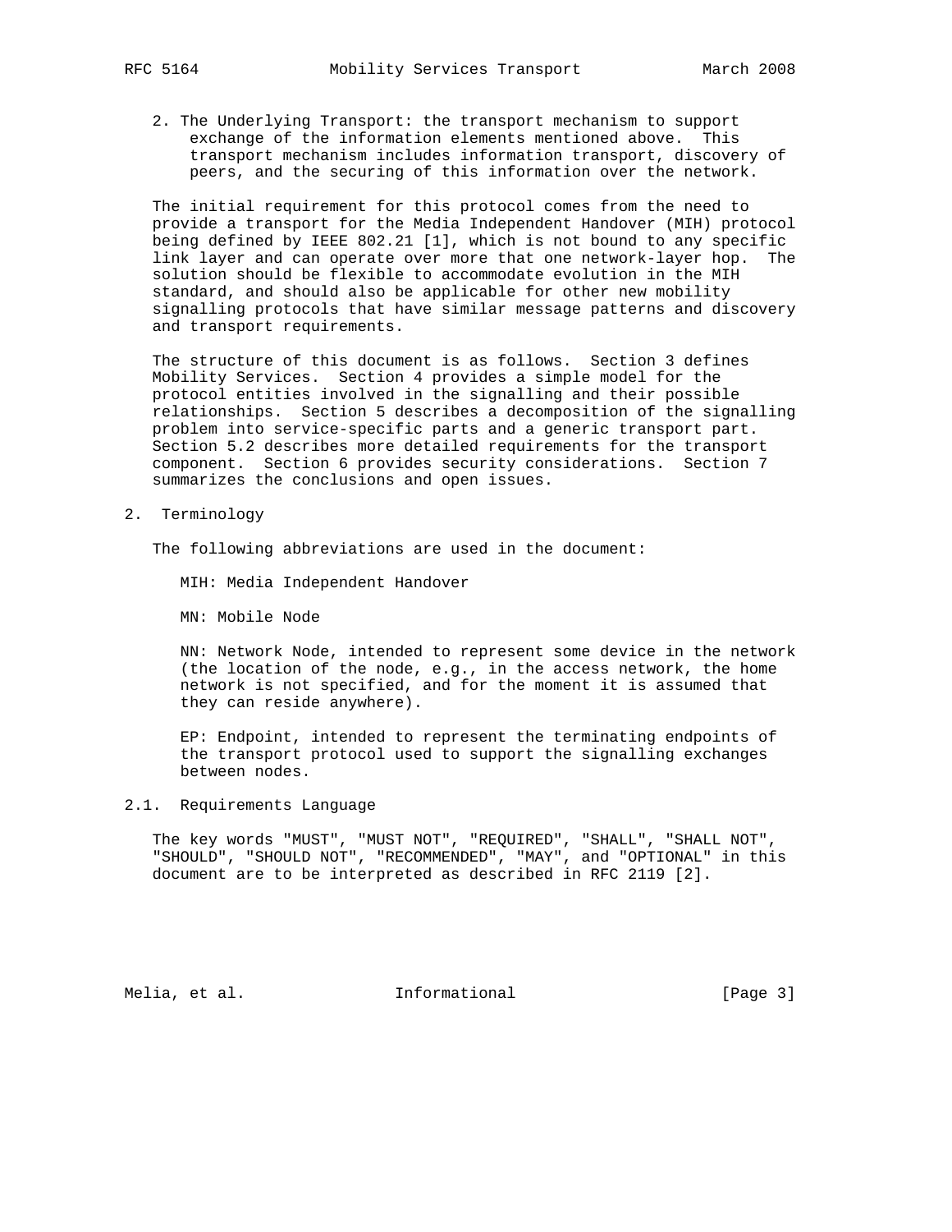2. The Underlying Transport: the transport mechanism to support exchange of the information elements mentioned above. This transport mechanism includes information transport, discovery of peers, and the securing of this information over the network.

The initial requirement for this protocol comes from the need to provide a transport for the Media Independent Handover (MIH) protocol being defined by IEEE 802.21 [1], which is not bound to any specific link layer and can operate over more that one network-layer hop. The solution should be flexible to accommodate evolution in the MIH standard, and should also be applicable for other new mobility signalling protocols that have similar message patterns and discovery and transport requirements.

The structure of this document is as follows. Section 3 defines Mobility Services. Section 4 provides a simple model for the protocol entities involved in the signalling and their possible relationships. Section 5 describes a decomposition of the signalling problem into service-specific parts and a generic transport part. Section 5.2 describes more detailed requirements for the transport component. Section 6 provides security considerations. Section 7 summarizes the conclusions and open issues.

## 2. Terminology

The following abbreviations are used in the document:

MIH: Media Independent Handover

MN: Mobile Node

NN: Network Node, intended to represent some device in the network (the location of the node, e.g., in the access network, the home network is not specified, and for the moment it is assumed that they can reside anywhere).

EP: Endpoint, intended to represent the terminating endpoints of the transport protocol used to support the signalling exchanges between nodes.

### 2.1. Requirements Language

The key words "MUST", "MUST NOT", "REQUIRED", "SHALL", "SHALL NOT", "SHOULD", "SHOULD NOT", "RECOMMENDED", "MAY", and "OPTIONAL" in this document are to be interpreted as described in RFC 2119 [2].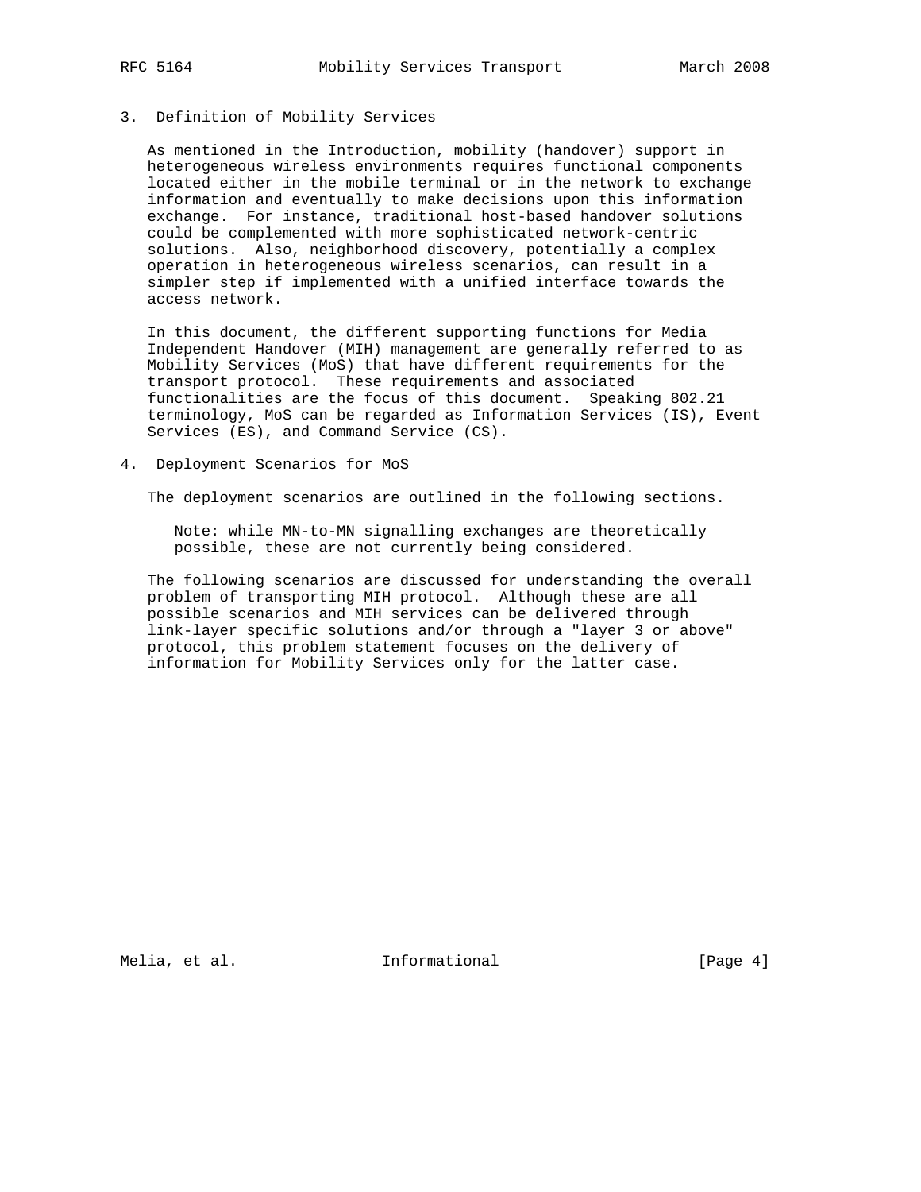## 3. Definition of Mobility Services

As mentioned in the Introduction, mobility (handover) support in heterogeneous wireless environments requires functional components located either in the mobile terminal or in the network to exchange information and eventually to make decisions upon this information exchange. For instance, traditional host-based handover solutions could be complemented with more sophisticated network-centric solutions. Also, neighborhood discovery, potentially a complex operation in heterogeneous wireless scenarios, can result in a simpler step if implemented with a unified interface towards the access network.

In this document, the different supporting functions for Media Independent Handover (MIH) management are generally referred to as Mobility Services (MoS) that have different requirements for the transport protocol. These requirements and associated functionalities are the focus of this document. Speaking 802.21 terminology, MoS can be regarded as Information Services (IS), Event Services (ES), and Command Service (CS).

## 4. Deployment Scenarios for MoS

The deployment scenarios are outlined in the following sections.

> Note: while MN-to-MN signalling exchanges are theoretically possible, these are not currently being considered.

The following scenarios are discussed for understanding the overall problem of transporting MIH protocol. Although these are all possible scenarios and MIH services can be delivered through link-layer specific solutions and/or through a "layer 3 or above" protocol, this problem statement focuses on the delivery of information for Mobility Services only for the latter case.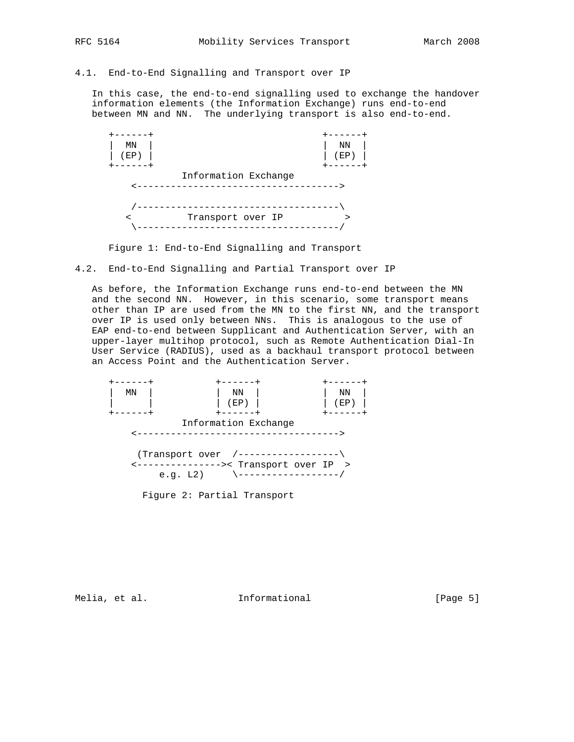### 4.1. End-to-End Signalling and Transport over IP

In this case, the end-to-end signalling used to exchange the handover information elements (the Information Exchange) runs end-to-end between MN and NN. The underlying transport is also end-to-end.

```
    +------+                               +------+
    |  MN  |                               |  NN  |
    | (EP) |                               | (EP) |
    +------+                               +------+
                Information Exchange
        <------------------------------------>

        /------------------------------------\
       <          Transport over IP           >
        \------------------------------------/
```

Figure 1: End-to-End Signalling and Transport

### 4.2. End-to-End Signalling and Partial Transport over IP

As before, the Information Exchange runs end-to-end between the MN and the second NN. However, in this scenario, some transport means other than IP are used from the MN to the first NN, and the transport over IP is used only between NNs. This is analogous to the use of EAP end-to-end between Supplicant and Authentication Server, with an upper-layer multihop protocol, such as Remote Authentication Dial-In User Service (RADIUS), used as a backhaul transport protocol between an Access Point and the Authentication Server.

```
    +------+           +------+           +------+
    |  MN  |           |  NN  |           |  NN  |
    |      |           | (EP) |           | (EP) |
    +------+           +------+           +------+
                Information Exchange
        <------------------------------------>

         (Transport over  /------------------\
        <--------------->< Transport over IP  >
            e.g. L2)     \------------------/
```

Figure 2: Partial Transport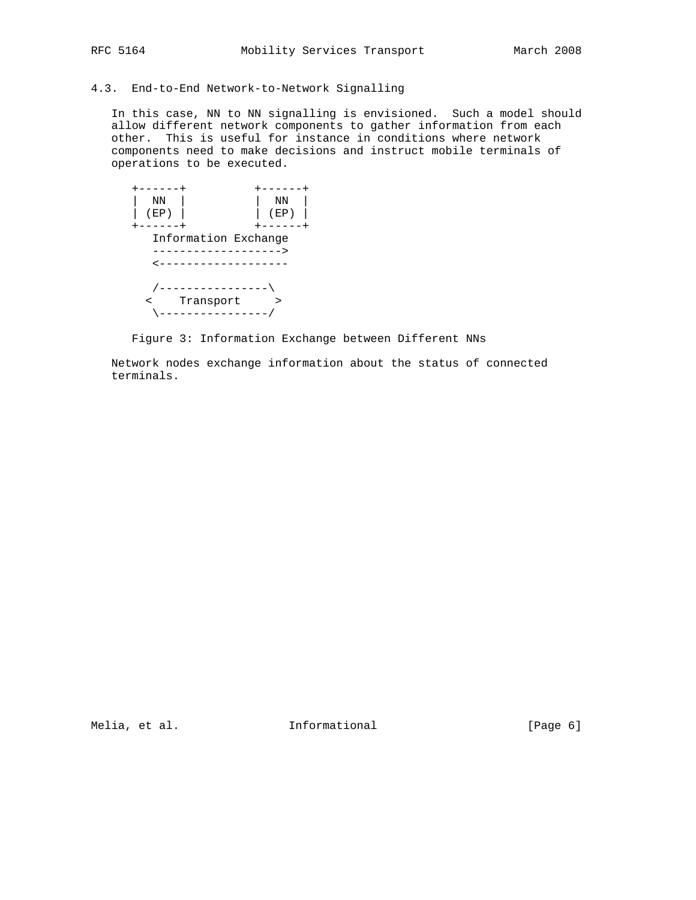### 4.3. End-to-End Network-to-Network Signalling

In this case, NN to NN signalling is envisioned. Such a model should allow different network components to gather information from each other. This is useful for instance in conditions where network components need to make decisions and instruct mobile terminals of operations to be executed.

```
+------+          +------+
|  NN  |          |  NN  |
| (EP) |          | (EP) |
+------+          +------+
   Information Exchange
   ------------------->
   <-------------------

   /----------------\
  <    Transport     >
   \----------------/
```

Figure 3: Information Exchange between Different NNs

Network nodes exchange information about the status of connected terminals.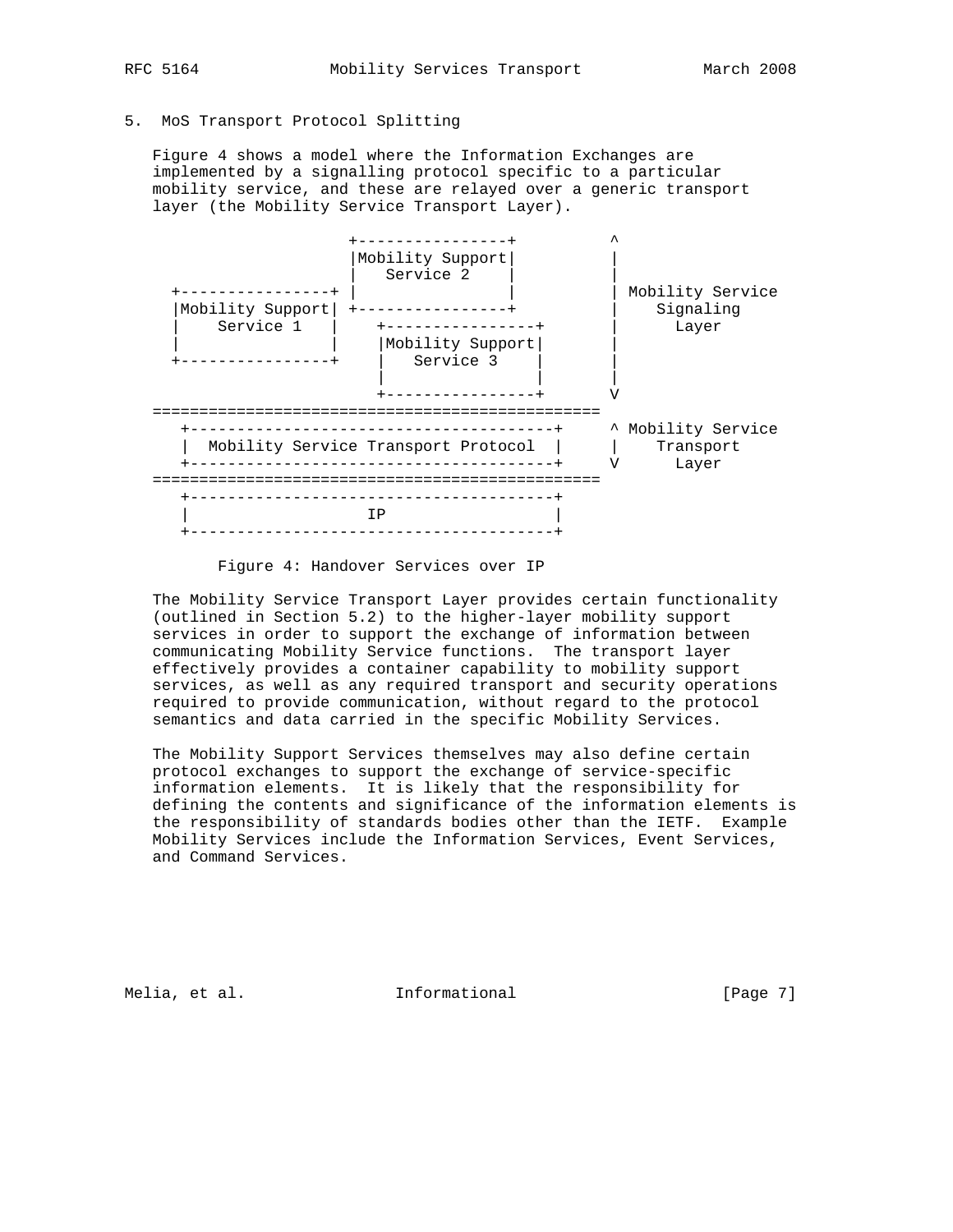## 5. MoS Transport Protocol Splitting

Figure 4 shows a model where the Information Exchanges are implemented by a signalling protocol specific to a particular mobility service, and these are relayed over a generic transport layer (the Mobility Service Transport Layer).

```
                    +----------------+          ^
                    |Mobility Support|          |
                    |   Service 2    |          |
 +----------------+ |                |          | Mobility Service
 |Mobility Support| +----------------+          |    Signaling
 |    Service 1   |    +----------------+       |      Layer
 |                |    |Mobility Support|       |
 +----------------+    |   Service 3    |       |
                       |                |       |
                       +----------------+       V
==============================================
   +---------------------------------------+     ^ Mobility Service
   |  Mobility Service Transport Protocol  |     |    Transport
   +---------------------------------------+     V      Layer
==============================================
   +---------------------------------------+
   |                  IP                   |
   +---------------------------------------+
```

Figure 4: Handover Services over IP

The Mobility Service Transport Layer provides certain functionality (outlined in Section 5.2) to the higher-layer mobility support services in order to support the exchange of information between communicating Mobility Service functions. The transport layer effectively provides a container capability to mobility support services, as well as any required transport and security operations required to provide communication, without regard to the protocol semantics and data carried in the specific Mobility Services.

The Mobility Support Services themselves may also define certain protocol exchanges to support the exchange of service-specific information elements. It is likely that the responsibility for defining the contents and significance of the information elements is the responsibility of standards bodies other than the IETF. Example Mobility Services include the Information Services, Event Services, and Command Services.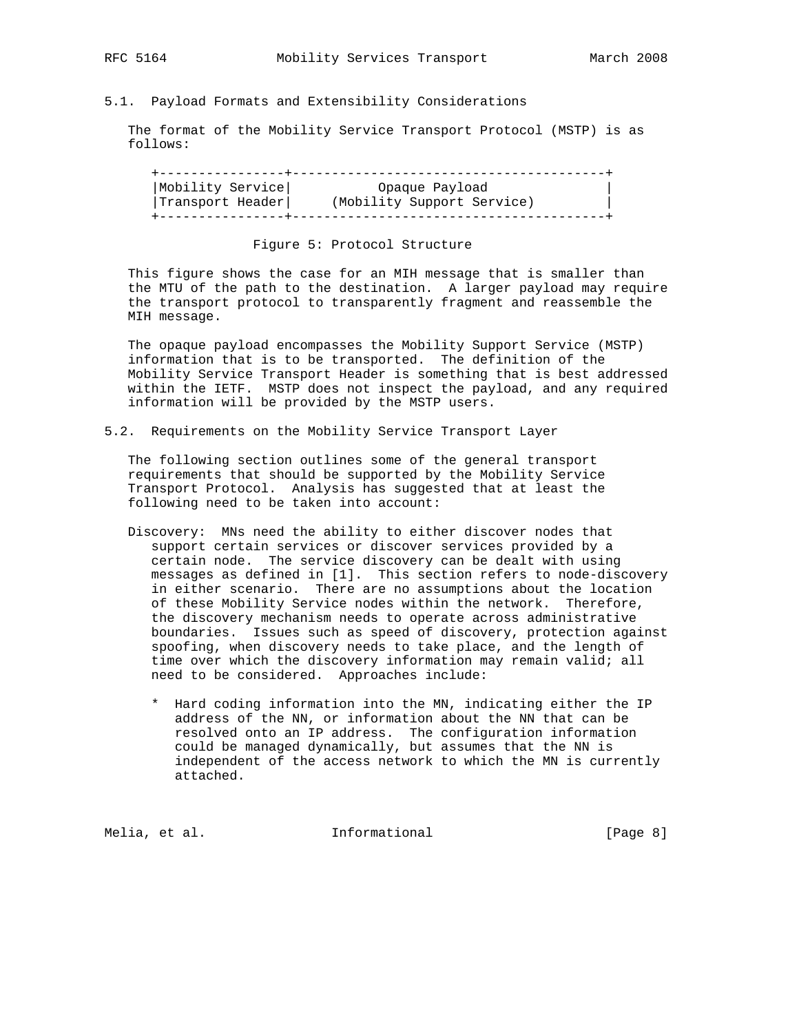## 5.1. Payload Formats and Extensibility Considerations

The format of the Mobility Service Transport Protocol (MSTP) is as follows:

```
+----------------+---------------------------------------+
|Mobility Service|          Opaque Payload               |
|Transport Header|     (Mobility Support Service)        |
+----------------+---------------------------------------+
```

Figure 5: Protocol Structure

This figure shows the case for an MIH message that is smaller than the MTU of the path to the destination. A larger payload may require the transport protocol to transparently fragment and reassemble the MIH message.

The opaque payload encompasses the Mobility Support Service (MSTP) information that is to be transported. The definition of the Mobility Service Transport Header is something that is best addressed within the IETF. MSTP does not inspect the payload, and any required information will be provided by the MSTP users.

## 5.2. Requirements on the Mobility Service Transport Layer

The following section outlines some of the general transport requirements that should be supported by the Mobility Service Transport Protocol. Analysis has suggested that at least the following need to be taken into account:

Discovery: MNs need the ability to either discover nodes that support certain services or discover services provided by a certain node. The service discovery can be dealt with using messages as defined in [1]. This section refers to node-discovery in either scenario. There are no assumptions about the location of these Mobility Service nodes within the network. Therefore, the discovery mechanism needs to operate across administrative boundaries. Issues such as speed of discovery, protection against spoofing, when discovery needs to take place, and the length of time over which the discovery information may remain valid; all need to be considered. Approaches include:

- Hard coding information into the MN, indicating either the IP address of the NN, or information about the NN that can be resolved onto an IP address. The configuration information could be managed dynamically, but assumes that the NN is independent of the access network to which the MN is currently attached.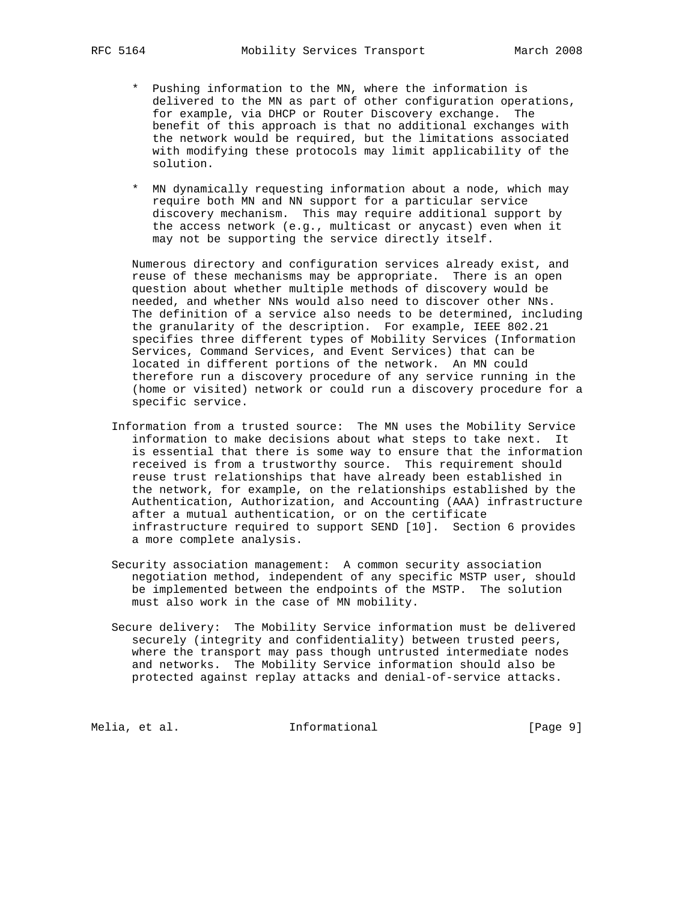* Pushing information to the MN, where the information is delivered to the MN as part of other configuration operations, for example, via DHCP or Router Discovery exchange. The benefit of this approach is that no additional exchanges with the network would be required, but the limitations associated with modifying these protocols may limit applicability of the solution.

* MN dynamically requesting information about a node, which may require both MN and NN support for a particular service discovery mechanism. This may require additional support by the access network (e.g., multicast or anycast) even when it may not be supporting the service directly itself.

Numerous directory and configuration services already exist, and reuse of these mechanisms may be appropriate. There is an open question about whether multiple methods of discovery would be needed, and whether NNs would also need to discover other NNs. The definition of a service also needs to be determined, including the granularity of the description. For example, IEEE 802.21 specifies three different types of Mobility Services (Information Services, Command Services, and Event Services) that can be located in different portions of the network. An MN could therefore run a discovery procedure of any service running in the (home or visited) network or could run a discovery procedure for a specific service.

Information from a trusted source: The MN uses the Mobility Service information to make decisions about what steps to take next. It is essential that there is some way to ensure that the information received is from a trustworthy source. This requirement should reuse trust relationships that have already been established in the network, for example, on the relationships established by the Authentication, Authorization, and Accounting (AAA) infrastructure after a mutual authentication, or on the certificate infrastructure required to support SEND [10]. Section 6 provides a more complete analysis.

Security association management: A common security association negotiation method, independent of any specific MSTP user, should be implemented between the endpoints of the MSTP. The solution must also work in the case of MN mobility.

Secure delivery: The Mobility Service information must be delivered securely (integrity and confidentiality) between trusted peers, where the transport may pass though untrusted intermediate nodes and networks. The Mobility Service information should also be protected against replay attacks and denial-of-service attacks.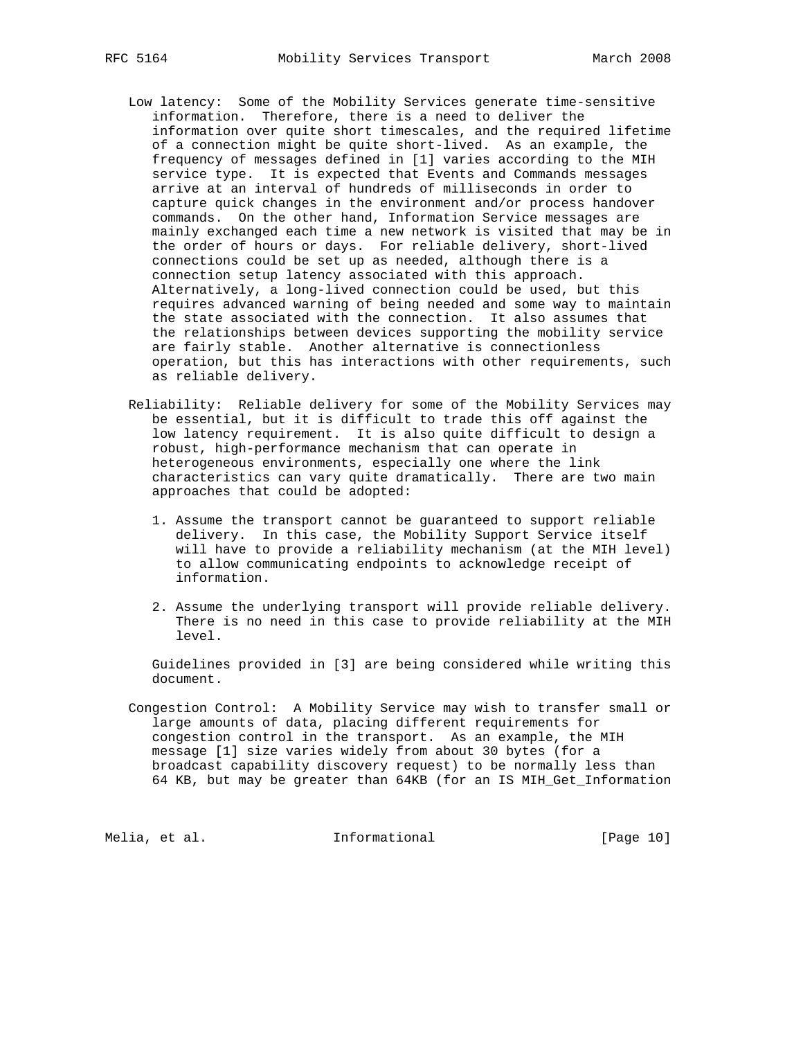Low latency: Some of the Mobility Services generate time-sensitive information. Therefore, there is a need to deliver the information over quite short timescales, and the required lifetime of a connection might be quite short-lived. As an example, the frequency of messages defined in [1] varies according to the MIH service type. It is expected that Events and Commands messages arrive at an interval of hundreds of milliseconds in order to capture quick changes in the environment and/or process handover commands. On the other hand, Information Service messages are mainly exchanged each time a new network is visited that may be in the order of hours or days. For reliable delivery, short-lived connections could be set up as needed, although there is a connection setup latency associated with this approach. Alternatively, a long-lived connection could be used, but this requires advanced warning of being needed and some way to maintain the state associated with the connection. It also assumes that the relationships between devices supporting the mobility service are fairly stable. Another alternative is connectionless operation, but this has interactions with other requirements, such as reliable delivery.

Reliability: Reliable delivery for some of the Mobility Services may be essential, but it is difficult to trade this off against the low latency requirement. It is also quite difficult to design a robust, high-performance mechanism that can operate in heterogeneous environments, especially one where the link characteristics can vary quite dramatically. There are two main approaches that could be adopted:

1. Assume the transport cannot be guaranteed to support reliable delivery. In this case, the Mobility Support Service itself will have to provide a reliability mechanism (at the MIH level) to allow communicating endpoints to acknowledge receipt of information.

2. Assume the underlying transport will provide reliable delivery. There is no need in this case to provide reliability at the MIH level.

Guidelines provided in [3] are being considered while writing this document.

Congestion Control: A Mobility Service may wish to transfer small or large amounts of data, placing different requirements for congestion control in the transport. As an example, the MIH message [1] size varies widely from about 30 bytes (for a broadcast capability discovery request) to be normally less than 64 KB, but may be greater than 64KB (for an IS MIH_Get_Information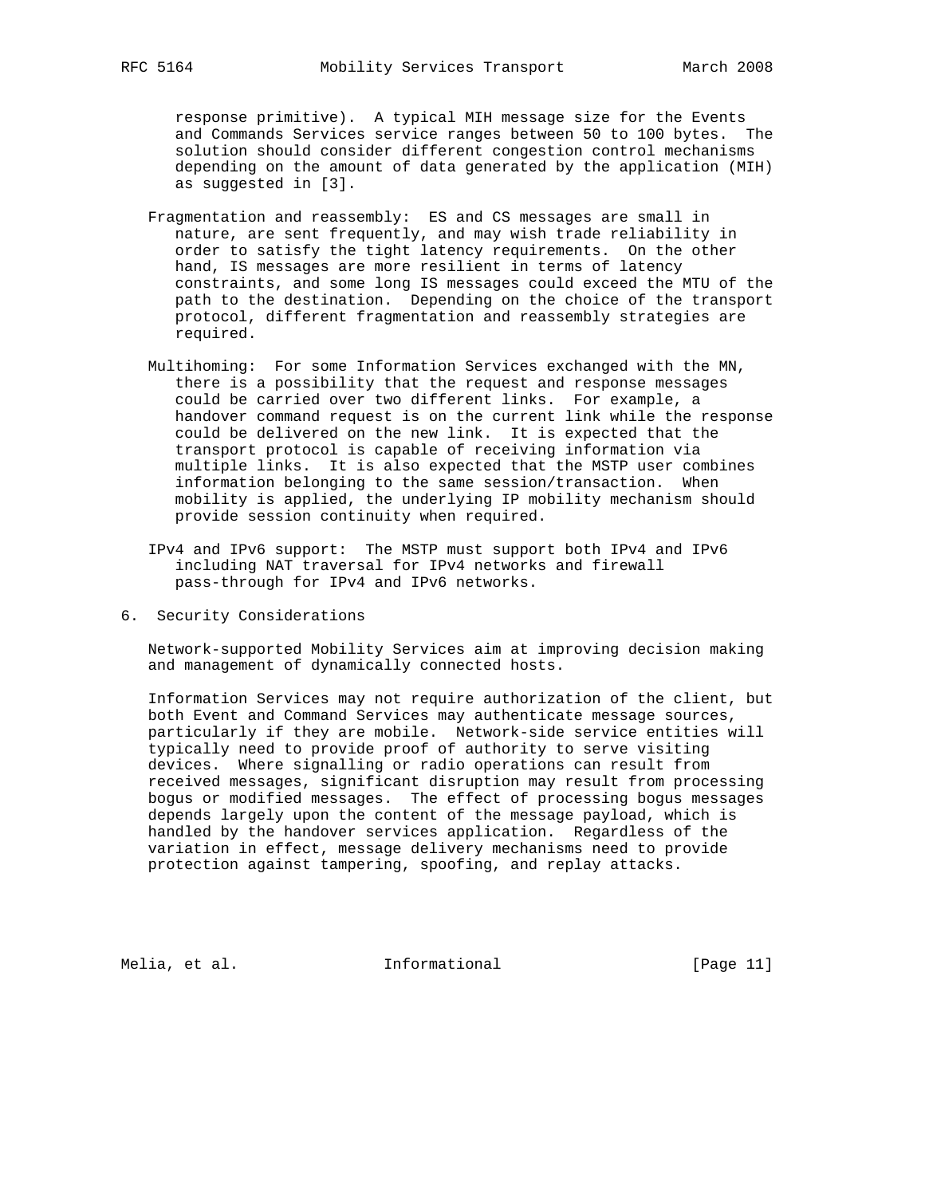response primitive). A typical MIH message size for the Events and Commands Services service ranges between 50 to 100 bytes. The solution should consider different congestion control mechanisms depending on the amount of data generated by the application (MIH) as suggested in [3].

Fragmentation and reassembly: ES and CS messages are small in nature, are sent frequently, and may wish trade reliability in order to satisfy the tight latency requirements. On the other hand, IS messages are more resilient in terms of latency constraints, and some long IS messages could exceed the MTU of the path to the destination. Depending on the choice of the transport protocol, different fragmentation and reassembly strategies are required.

Multihoming: For some Information Services exchanged with the MN, there is a possibility that the request and response messages could be carried over two different links. For example, a handover command request is on the current link while the response could be delivered on the new link. It is expected that the transport protocol is capable of receiving information via multiple links. It is also expected that the MSTP user combines information belonging to the same session/transaction. When mobility is applied, the underlying IP mobility mechanism should provide session continuity when required.

IPv4 and IPv6 support: The MSTP must support both IPv4 and IPv6 including NAT traversal for IPv4 networks and firewall pass-through for IPv4 and IPv6 networks.

## 6. Security Considerations

Network-supported Mobility Services aim at improving decision making and management of dynamically connected hosts.

Information Services may not require authorization of the client, but both Event and Command Services may authenticate message sources, particularly if they are mobile. Network-side service entities will typically need to provide proof of authority to serve visiting devices. Where signalling or radio operations can result from received messages, significant disruption may result from processing bogus or modified messages. The effect of processing bogus messages depends largely upon the content of the message payload, which is handled by the handover services application. Regardless of the variation in effect, message delivery mechanisms need to provide protection against tampering, spoofing, and replay attacks.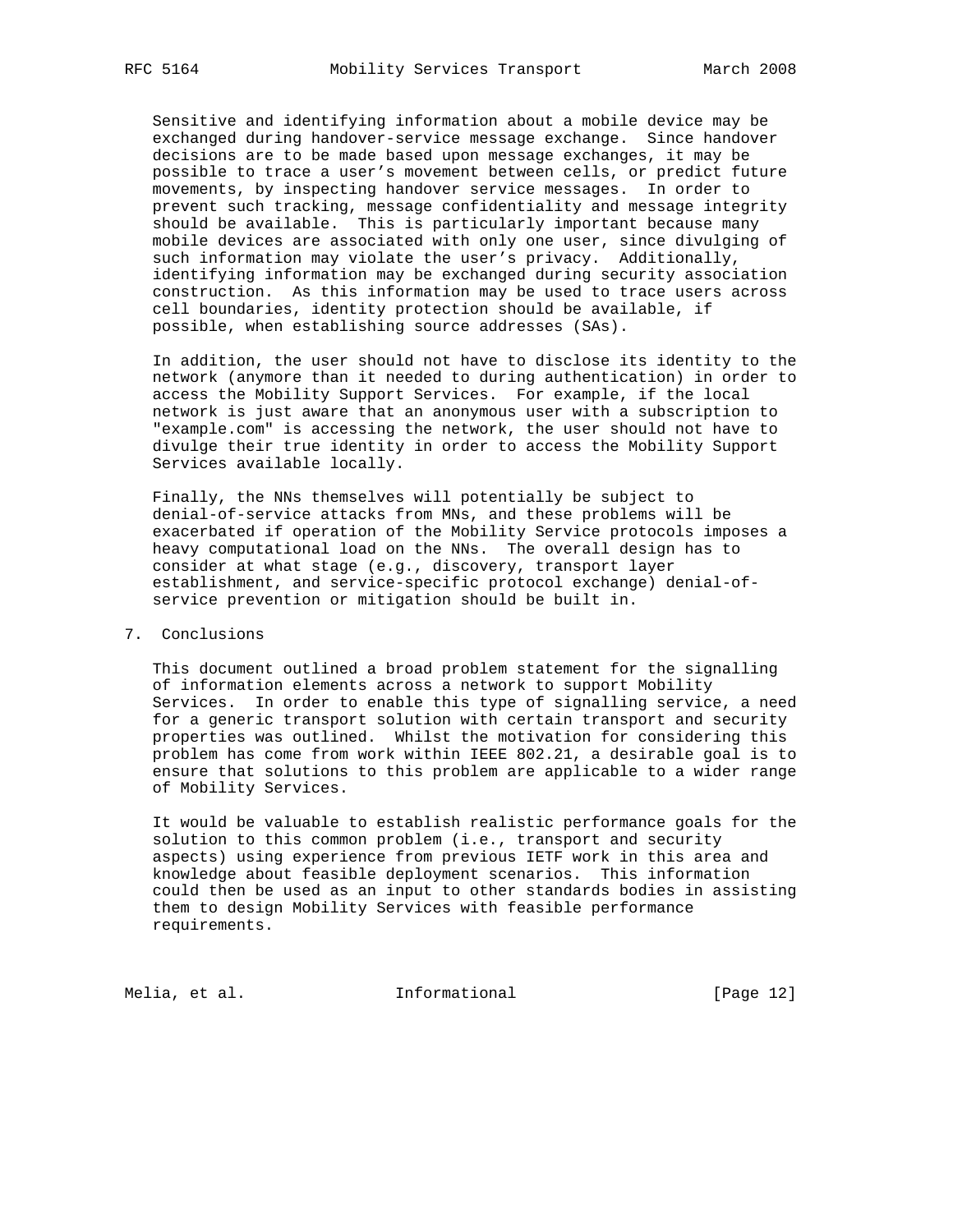Sensitive and identifying information about a mobile device may be exchanged during handover-service message exchange. Since handover decisions are to be made based upon message exchanges, it may be possible to trace a user's movement between cells, or predict future movements, by inspecting handover service messages. In order to prevent such tracking, message confidentiality and message integrity should be available. This is particularly important because many mobile devices are associated with only one user, since divulging of such information may violate the user's privacy. Additionally, identifying information may be exchanged during security association construction. As this information may be used to trace users across cell boundaries, identity protection should be available, if possible, when establishing source addresses (SAs).

In addition, the user should not have to disclose its identity to the network (anymore than it needed to during authentication) in order to access the Mobility Support Services. For example, if the local network is just aware that an anonymous user with a subscription to "example.com" is accessing the network, the user should not have to divulge their true identity in order to access the Mobility Support Services available locally.

Finally, the NNs themselves will potentially be subject to denial-of-service attacks from MNs, and these problems will be exacerbated if operation of the Mobility Service protocols imposes a heavy computational load on the NNs. The overall design has to consider at what stage (e.g., discovery, transport layer establishment, and service-specific protocol exchange) denial-of-service prevention or mitigation should be built in.

## 7. Conclusions

This document outlined a broad problem statement for the signalling of information elements across a network to support Mobility Services. In order to enable this type of signalling service, a need for a generic transport solution with certain transport and security properties was outlined. Whilst the motivation for considering this problem has come from work within IEEE 802.21, a desirable goal is to ensure that solutions to this problem are applicable to a wider range of Mobility Services.

It would be valuable to establish realistic performance goals for the solution to this common problem (i.e., transport and security aspects) using experience from previous IETF work in this area and knowledge about feasible deployment scenarios. This information could then be used as an input to other standards bodies in assisting them to design Mobility Services with feasible performance requirements.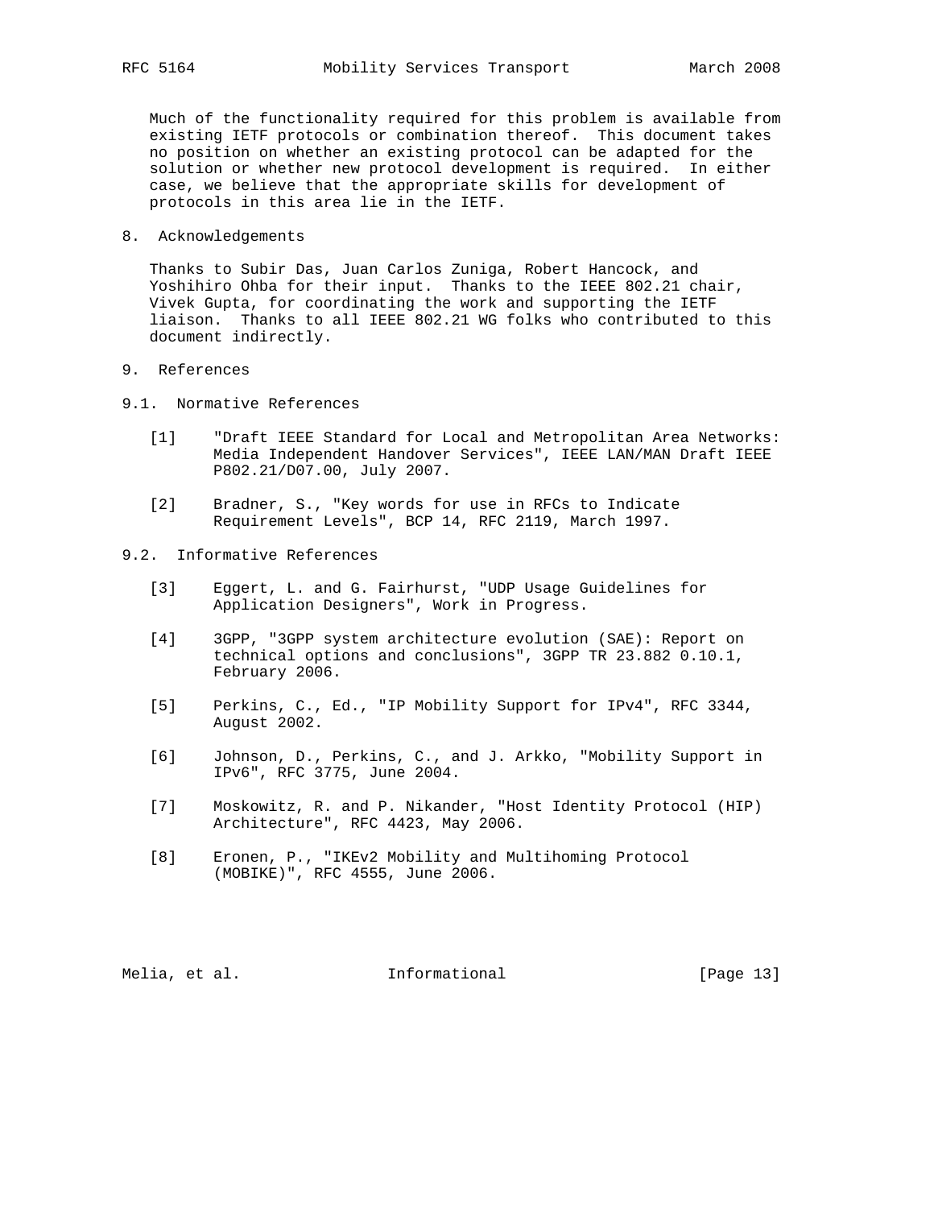Much of the functionality required for this problem is available from existing IETF protocols or combination thereof. This document takes no position on whether an existing protocol can be adapted for the solution or whether new protocol development is required. In either case, we believe that the appropriate skills for development of protocols in this area lie in the IETF.

## 8. Acknowledgements

Thanks to Subir Das, Juan Carlos Zuniga, Robert Hancock, and Yoshihiro Ohba for their input. Thanks to the IEEE 802.21 chair, Vivek Gupta, for coordinating the work and supporting the IETF liaison. Thanks to all IEEE 802.21 WG folks who contributed to this document indirectly.

## 9. References

### 9.1. Normative References

[1] "Draft IEEE Standard for Local and Metropolitan Area Networks: Media Independent Handover Services", IEEE LAN/MAN Draft IEEE P802.21/D07.00, July 2007.

[2] Bradner, S., "Key words for use in RFCs to Indicate Requirement Levels", BCP 14, RFC 2119, March 1997.

### 9.2. Informative References

[3] Eggert, L. and G. Fairhurst, "UDP Usage Guidelines for Application Designers", Work in Progress.

[4] 3GPP, "3GPP system architecture evolution (SAE): Report on technical options and conclusions", 3GPP TR 23.882 0.10.1, February 2006.

[5] Perkins, C., Ed., "IP Mobility Support for IPv4", RFC 3344, August 2002.

[6] Johnson, D., Perkins, C., and J. Arkko, "Mobility Support in IPv6", RFC 3775, June 2004.

[7] Moskowitz, R. and P. Nikander, "Host Identity Protocol (HIP) Architecture", RFC 4423, May 2006.

[8] Eronen, P., "IKEv2 Mobility and Multihoming Protocol (MOBIKE)", RFC 4555, June 2006.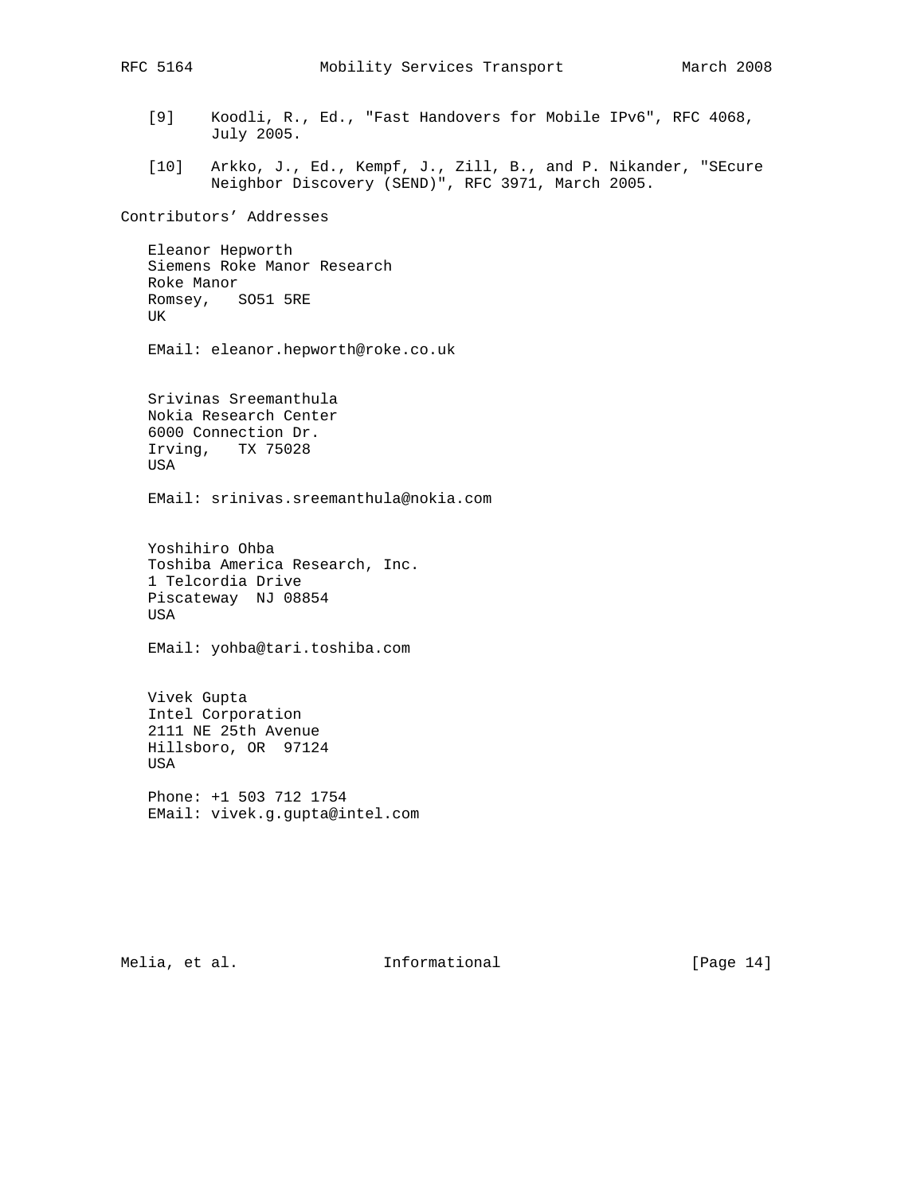[9] Koodli, R., Ed., "Fast Handovers for Mobile IPv6", RFC 4068, July 2005.

[10] Arkko, J., Ed., Kempf, J., Zill, B., and P. Nikander, "SEcure Neighbor Discovery (SEND)", RFC 3971, March 2005.

## Contributors' Addresses

Eleanor Hepworth
Siemens Roke Manor Research
Roke Manor
Romsey, SO51 5RE
UK

EMail: eleanor.hepworth@roke.co.uk

Srivinas Sreemanthula
Nokia Research Center
6000 Connection Dr.
Irving, TX 75028
USA

EMail: srinivas.sreemanthula@nokia.com

Yoshihiro Ohba
Toshiba America Research, Inc.
1 Telcordia Drive
Piscateway NJ 08854
USA

EMail: yohba@tari.toshiba.com

Vivek Gupta
Intel Corporation
2111 NE 25th Avenue
Hillsboro, OR 97124
USA

Phone: +1 503 712 1754
EMail: vivek.g.gupta@intel.com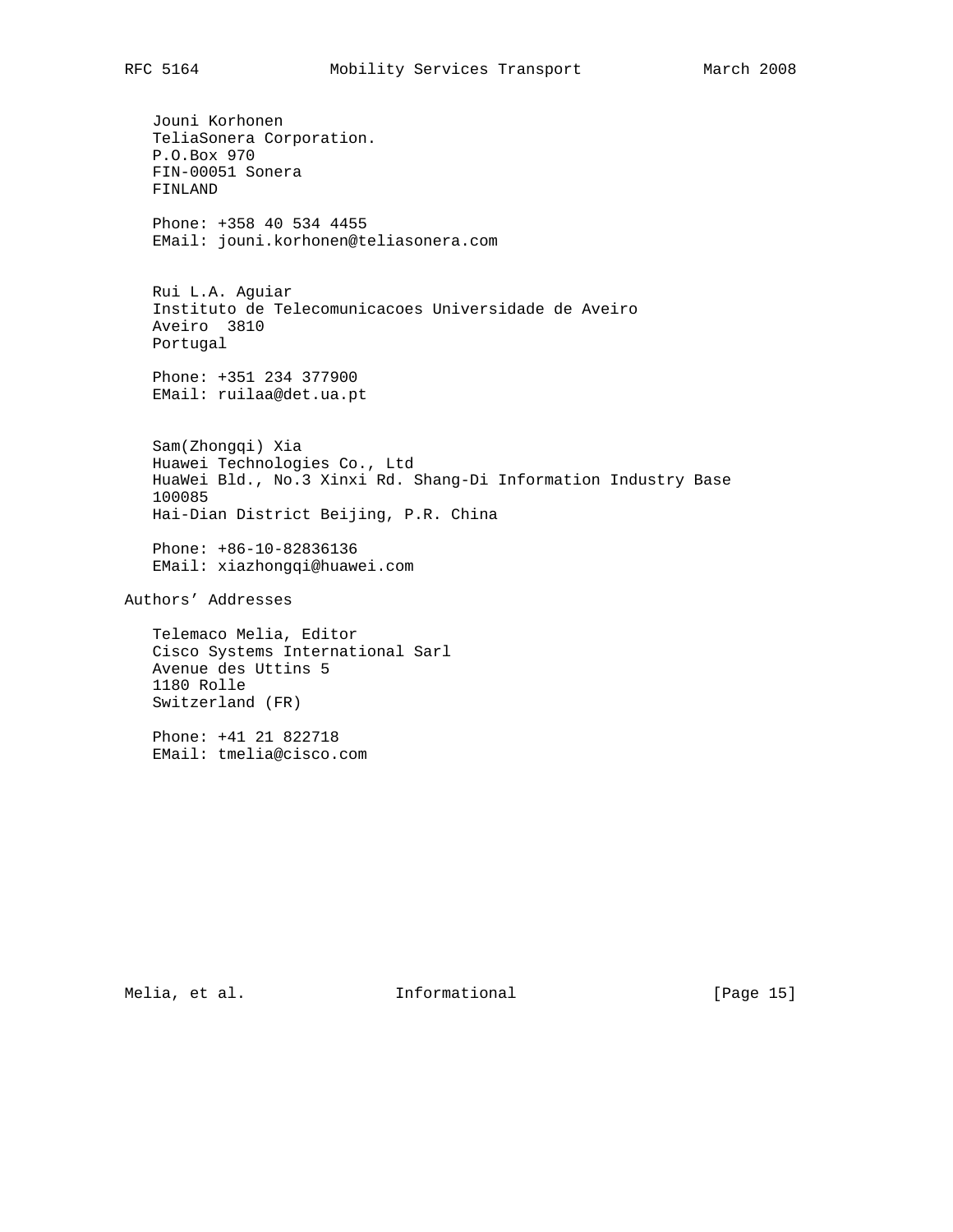Jouni Korhonen
TeliaSonera Corporation.
P.O.Box 970
FIN-00051 Sonera
FINLAND

Phone: +358 40 534 4455
EMail: jouni.korhonen@teliasonera.com

Rui L.A. Aguiar
Instituto de Telecomunicacoes Universidade de Aveiro
Aveiro  3810
Portugal

Phone: +351 234 377900
EMail: ruilaa@det.ua.pt

Sam(Zhongqi) Xia
Huawei Technologies Co., Ltd
HuaWei Bld., No.3 Xinxi Rd. Shang-Di Information Industry Base
100085
Hai-Dian District Beijing, P.R. China

Phone: +86-10-82836136
EMail: xiazhongqi@huawei.com

## Authors' Addresses

Telemaco Melia, Editor
Cisco Systems International Sarl
Avenue des Uttins 5
1180 Rolle
Switzerland (FR)

Phone: +41 21 822718
EMail: tmelia@cisco.com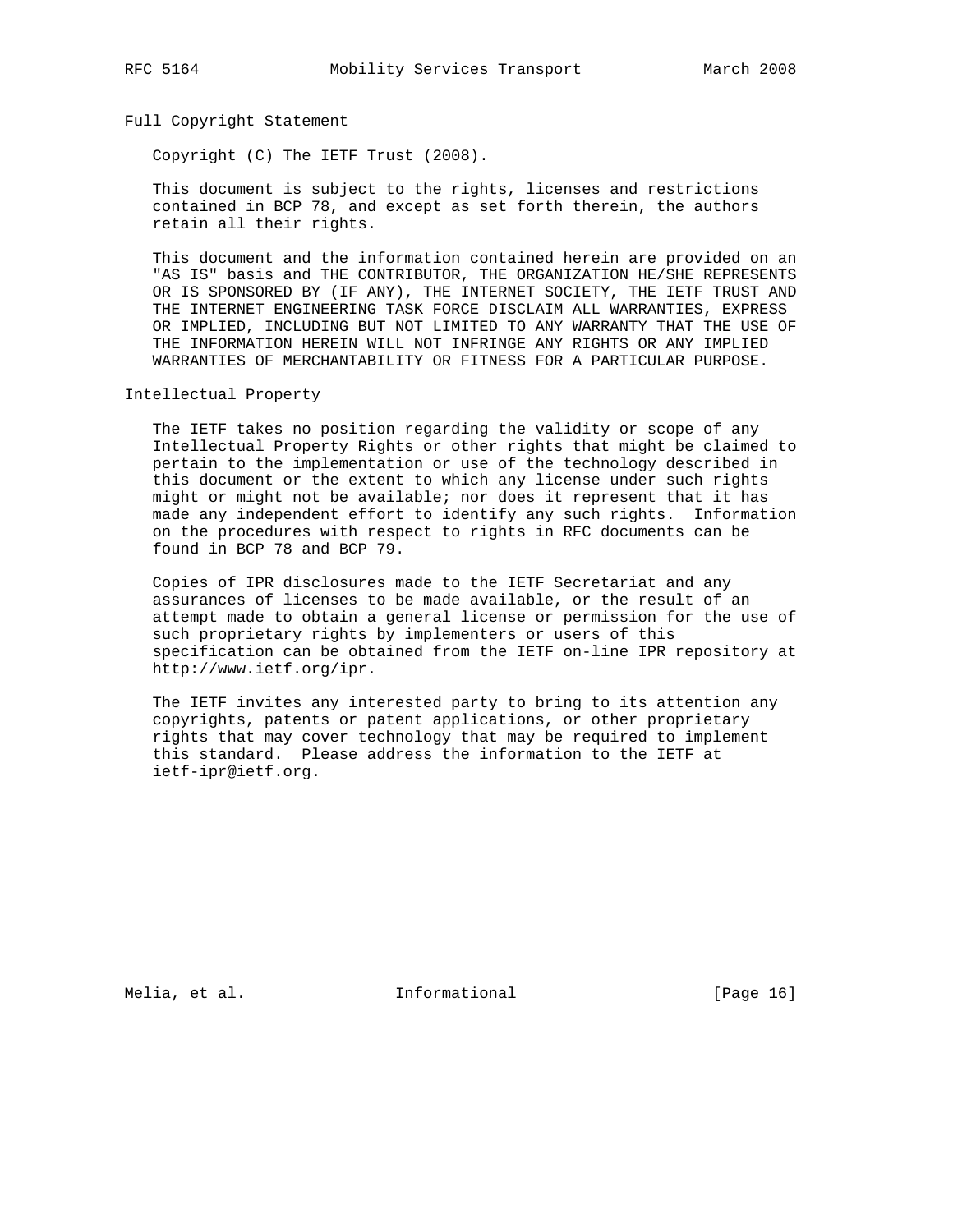## Full Copyright Statement

Copyright (C) The IETF Trust (2008).

This document is subject to the rights, licenses and restrictions contained in BCP 78, and except as set forth therein, the authors retain all their rights.

This document and the information contained herein are provided on an "AS IS" basis and THE CONTRIBUTOR, THE ORGANIZATION HE/SHE REPRESENTS OR IS SPONSORED BY (IF ANY), THE INTERNET SOCIETY, THE IETF TRUST AND THE INTERNET ENGINEERING TASK FORCE DISCLAIM ALL WARRANTIES, EXPRESS OR IMPLIED, INCLUDING BUT NOT LIMITED TO ANY WARRANTY THAT THE USE OF THE INFORMATION HEREIN WILL NOT INFRINGE ANY RIGHTS OR ANY IMPLIED WARRANTIES OF MERCHANTABILITY OR FITNESS FOR A PARTICULAR PURPOSE.

## Intellectual Property

The IETF takes no position regarding the validity or scope of any Intellectual Property Rights or other rights that might be claimed to pertain to the implementation or use of the technology described in this document or the extent to which any license under such rights might or might not be available; nor does it represent that it has made any independent effort to identify any such rights. Information on the procedures with respect to rights in RFC documents can be found in BCP 78 and BCP 79.

Copies of IPR disclosures made to the IETF Secretariat and any assurances of licenses to be made available, or the result of an attempt made to obtain a general license or permission for the use of such proprietary rights by implementers or users of this specification can be obtained from the IETF on-line IPR repository at http://www.ietf.org/ipr.

The IETF invites any interested party to bring to its attention any copyrights, patents or patent applications, or other proprietary rights that may cover technology that may be required to implement this standard. Please address the information to the IETF at ietf-ipr@ietf.org.